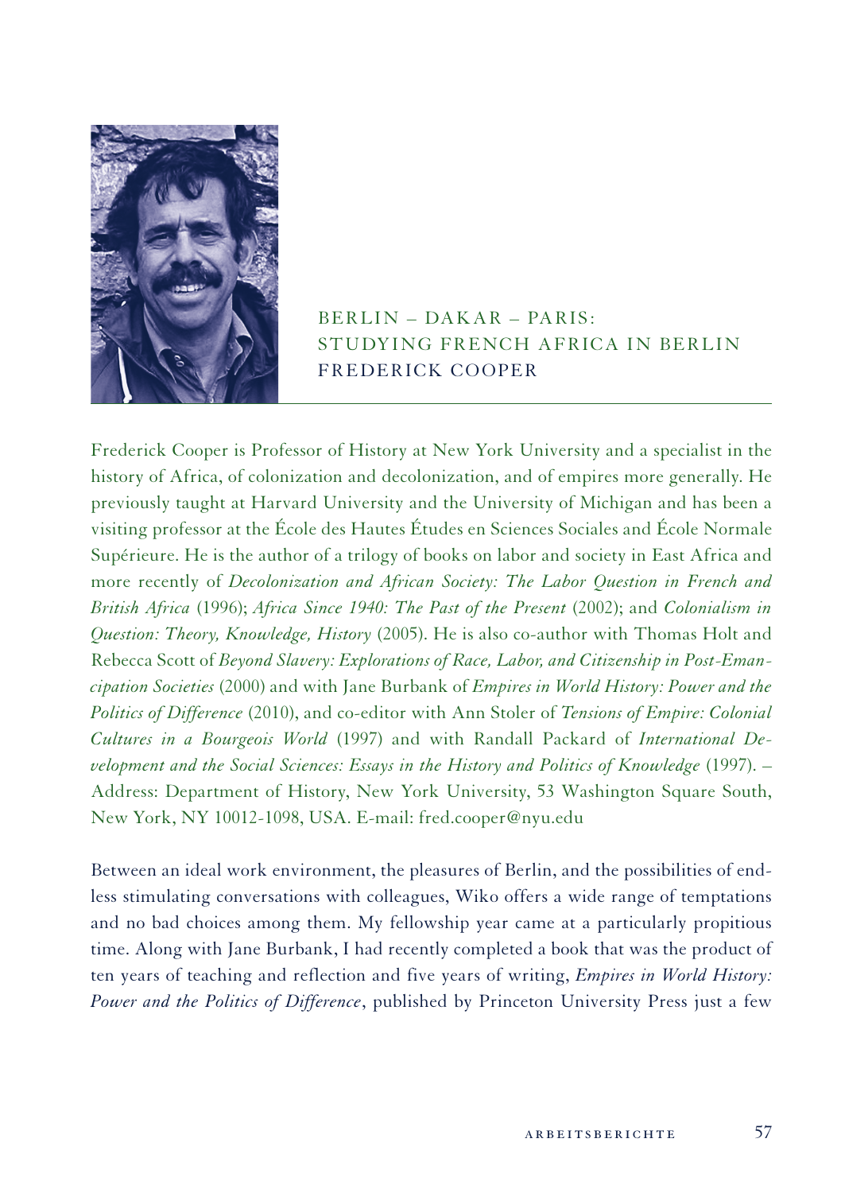# BERLIN – DAKAR – PARIS: STUDYING FRENCH AFRICA IN BERLIN

## FREDERICK COOPER

Frederick Cooper is Professor of History at New York University and a specialist in the history of Africa, of colonization and decolonization, and of empires more generally. He previously taught at Harvard University and the University of Michigan and has been a visiting professor at the École des Hautes Études en Sciences Sociales and École Normale Supérieure. He is the author of a trilogy of books on labor and society in East Africa and more recently of *Decolonization and African Society: The Labor Question in French and British Africa* (1996); *Africa Since 1940: The Past of the Present* (2002); and *Colonialism in Question: Theory, Knowledge, History* (2005). He is also co-author with Thomas Holt and Rebecca Scott of *Beyond Slavery: Explorations of Race, Labor, and Citizenship in Post-Emancipation Societies* (2000) and with Jane Burbank of *Empires in World History: Power and the Politics of Difference* (2010), and co-editor with Ann Stoler of *Tensions of Empire: Colonial Cultures in a Bourgeois World* (1997) and with Randall Packard of *International Development and the Social Sciences: Essays in the History and Politics of Knowledge* (1997). – Address: Department of History, New York University, 53 Washington Square South, New York, NY 10012-1098, USA. E-mail: fred.cooper@nyu.edu

Between an ideal work environment, the pleasures of Berlin, and the possibilities of endless stimulating conversations with colleagues, Wiko offers a wide range of temptations and no bad choices among them. My fellowship year came at a particularly propitious time. Along with Jane Burbank, I had recently completed a book that was the product of ten years of teaching and reflection and five years of writing, *Empires in World History: Power and the Politics of Difference*, published by Princeton University Press just a few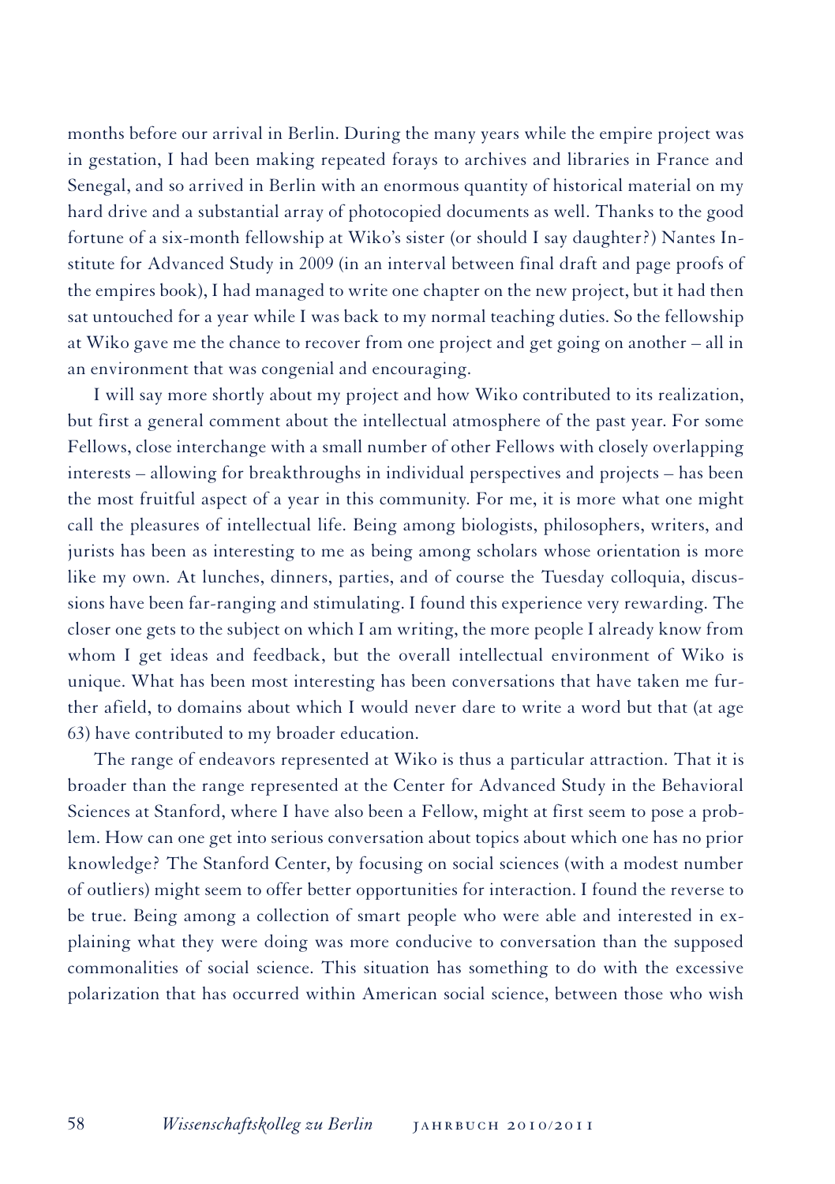months before our arrival in Berlin. During the many years while the empire project was in gestation, I had been making repeated forays to archives and libraries in France and Senegal, and so arrived in Berlin with an enormous quantity of historical material on my hard drive and a substantial array of photocopied documents as well. Thanks to the good fortune of a six-month fellowship at Wiko's sister (or should I say daughter?) Nantes Institute for Advanced Study in 2009 (in an interval between final draft and page proofs of the empires book), I had managed to write one chapter on the new project, but it had then sat untouched for a year while I was back to my normal teaching duties. So the fellowship at Wiko gave me the chance to recover from one project and get going on another – all in an environment that was congenial and encouraging.

I will say more shortly about my project and how Wiko contributed to its realization, but first a general comment about the intellectual atmosphere of the past year. For some Fellows, close interchange with a small number of other Fellows with closely overlapping interests – allowing for breakthroughs in individual perspectives and projects – has been the most fruitful aspect of a year in this community. For me, it is more what one might call the pleasures of intellectual life. Being among biologists, philosophers, writers, and jurists has been as interesting to me as being among scholars whose orientation is more like my own. At lunches, dinners, parties, and of course the Tuesday colloquia, discussions have been far-ranging and stimulating. I found this experience very rewarding. The closer one gets to the subject on which I am writing, the more people I already know from whom I get ideas and feedback, but the overall intellectual environment of Wiko is unique. What has been most interesting has been conversations that have taken me further afield, to domains about which I would never dare to write a word but that (at age 63) have contributed to my broader education.

The range of endeavors represented at Wiko is thus a particular attraction. That it is broader than the range represented at the Center for Advanced Study in the Behavioral Sciences at Stanford, where I have also been a Fellow, might at first seem to pose a problem. How can one get into serious conversation about topics about which one has no prior knowledge? The Stanford Center, by focusing on social sciences (with a modest number of outliers) might seem to offer better opportunities for interaction. I found the reverse to be true. Being among a collection of smart people who were able and interested in explaining what they were doing was more conducive to conversation than the supposed commonalities of social science. This situation has something to do with the excessive polarization that has occurred within American social science, between those who wish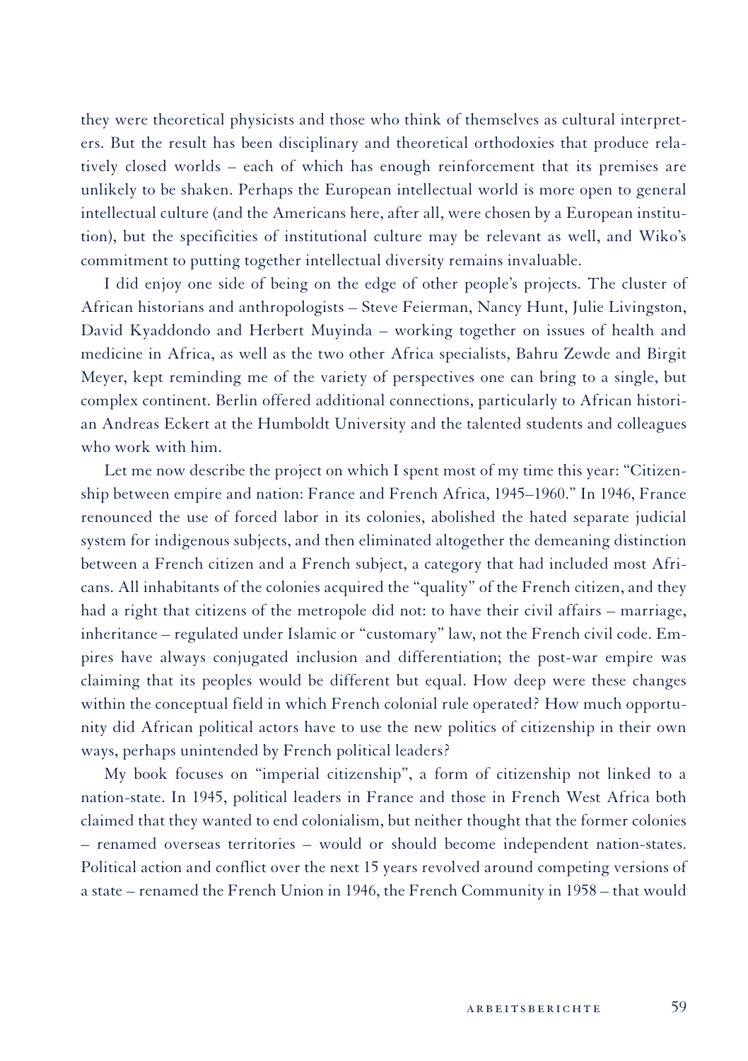they were theoretical physicists and those who think of themselves as cultural interpreters. But the result has been disciplinary and theoretical orthodoxies that produce relatively closed worlds – each of which has enough reinforcement that its premises are unlikely to be shaken. Perhaps the European intellectual world is more open to general intellectual culture (and the Americans here, after all, were chosen by a European institution), but the specificities of institutional culture may be relevant as well, and Wiko's commitment to putting together intellectual diversity remains invaluable.

I did enjoy one side of being on the edge of other people's projects. The cluster of African historians and anthropologists – Steve Feierman, Nancy Hunt, Julie Livingston, David Kyaddondo and Herbert Muyinda – working together on issues of health and medicine in Africa, as well as the two other Africa specialists, Bahru Zewde and Birgit Meyer, kept reminding me of the variety of perspectives one can bring to a single, but complex continent. Berlin offered additional connections, particularly to African historian Andreas Eckert at the Humboldt University and the talented students and colleagues who work with him.

Let me now describe the project on which I spent most of my time this year: "Citizenship between empire and nation: France and French Africa, 1945–1960." In 1946, France renounced the use of forced labor in its colonies, abolished the hated separate judicial system for indigenous subjects, and then eliminated altogether the demeaning distinction between a French citizen and a French subject, a category that had included most Africans. All inhabitants of the colonies acquired the "quality" of the French citizen, and they had a right that citizens of the metropole did not: to have their civil affairs – marriage, inheritance – regulated under Islamic or "customary" law, not the French civil code. Empires have always conjugated inclusion and differentiation; the post-war empire was claiming that its peoples would be different but equal. How deep were these changes within the conceptual field in which French colonial rule operated? How much opportunity did African political actors have to use the new politics of citizenship in their own ways, perhaps unintended by French political leaders?

My book focuses on "imperial citizenship", a form of citizenship not linked to a nation-state. In 1945, political leaders in France and those in French West Africa both claimed that they wanted to end colonialism, but neither thought that the former colonies – renamed overseas territories – would or should become independent nation-states. Political action and conflict over the next 15 years revolved around competing versions of a state – renamed the French Union in 1946, the French Community in 1958 – that would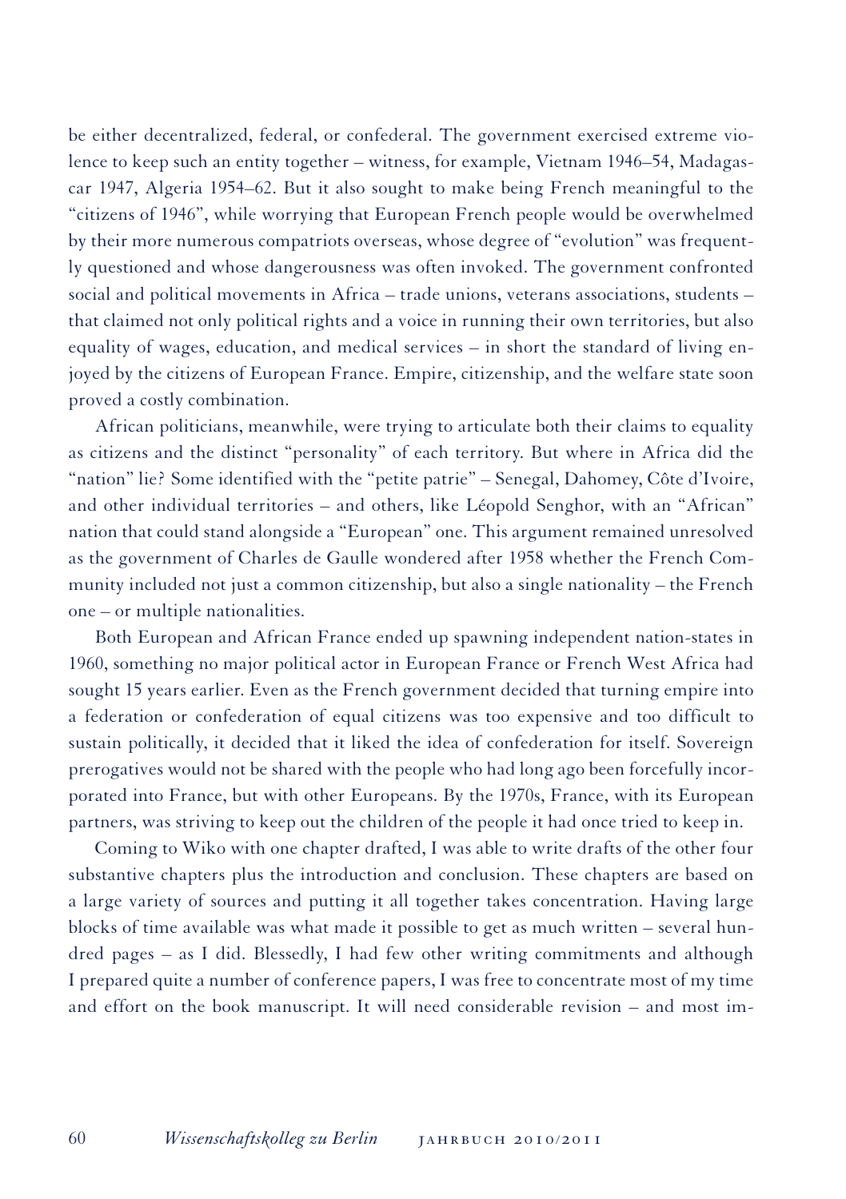be either decentralized, federal, or confederal. The government exercised extreme violence to keep such an entity together – witness, for example, Vietnam 1946–54, Madagascar 1947, Algeria 1954–62. But it also sought to make being French meaningful to the "citizens of 1946", while worrying that European French people would be overwhelmed by their more numerous compatriots overseas, whose degree of "evolution" was frequently questioned and whose dangerousness was often invoked. The government confronted social and political movements in Africa – trade unions, veterans associations, students – that claimed not only political rights and a voice in running their own territories, but also equality of wages, education, and medical services – in short the standard of living enjoyed by the citizens of European France. Empire, citizenship, and the welfare state soon proved a costly combination.

African politicians, meanwhile, were trying to articulate both their claims to equality as citizens and the distinct "personality" of each territory. But where in Africa did the "nation" lie? Some identified with the "petite patrie" – Senegal, Dahomey, Côte d'Ivoire, and other individual territories – and others, like Léopold Senghor, with an "African" nation that could stand alongside a "European" one. This argument remained unresolved as the government of Charles de Gaulle wondered after 1958 whether the French Community included not just a common citizenship, but also a single nationality – the French one – or multiple nationalities.

Both European and African France ended up spawning independent nation-states in 1960, something no major political actor in European France or French West Africa had sought 15 years earlier. Even as the French government decided that turning empire into a federation or confederation of equal citizens was too expensive and too difficult to sustain politically, it decided that it liked the idea of confederation for itself. Sovereign prerogatives would not be shared with the people who had long ago been forcefully incorporated into France, but with other Europeans. By the 1970s, France, with its European partners, was striving to keep out the children of the people it had once tried to keep in.

Coming to Wiko with one chapter drafted, I was able to write drafts of the other four substantive chapters plus the introduction and conclusion. These chapters are based on a large variety of sources and putting it all together takes concentration. Having large blocks of time available was what made it possible to get as much written – several hundred pages – as I did. Blessedly, I had few other writing commitments and although I prepared quite a number of conference papers, I was free to concentrate most of my time and effort on the book manuscript. It will need considerable revision – and most im-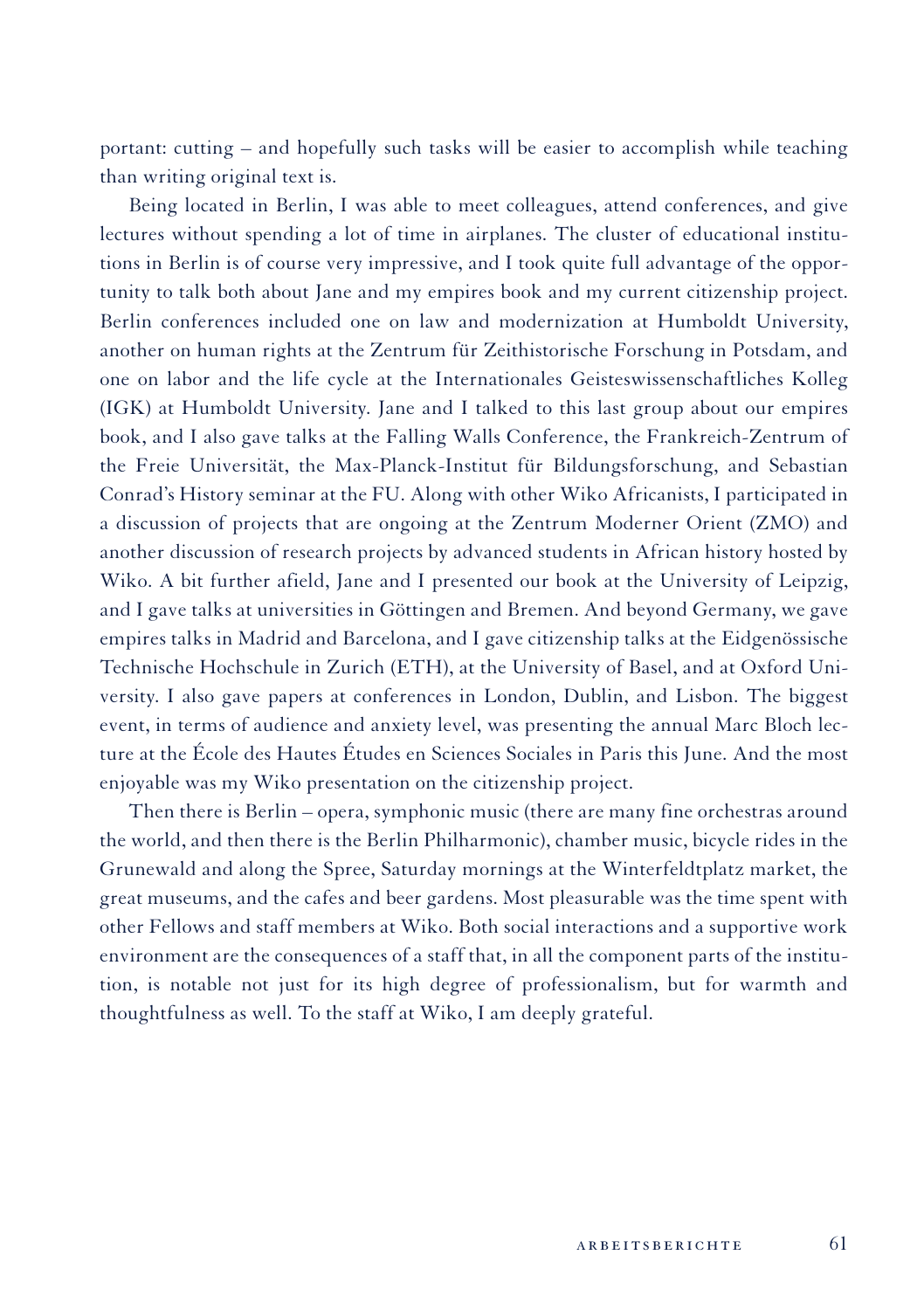portant: cutting – and hopefully such tasks will be easier to accomplish while teaching than writing original text is.

Being located in Berlin, I was able to meet colleagues, attend conferences, and give lectures without spending a lot of time in airplanes. The cluster of educational institutions in Berlin is of course very impressive, and I took quite full advantage of the opportunity to talk both about Jane and my empires book and my current citizenship project. Berlin conferences included one on law and modernization at Humboldt University, another on human rights at the Zentrum für Zeithistorische Forschung in Potsdam, and one on labor and the life cycle at the Internationales Geisteswissenschaftliches Kolleg (IGK) at Humboldt University. Jane and I talked to this last group about our empires book, and I also gave talks at the Falling Walls Conference, the Frankreich-Zentrum of the Freie Universität, the Max-Planck-Institut für Bildungsforschung, and Sebastian Conrad's History seminar at the FU. Along with other Wiko Africanists, I participated in a discussion of projects that are ongoing at the Zentrum Moderner Orient (ZMO) and another discussion of research projects by advanced students in African history hosted by Wiko. A bit further afield, Jane and I presented our book at the University of Leipzig, and I gave talks at universities in Göttingen and Bremen. And beyond Germany, we gave empires talks in Madrid and Barcelona, and I gave citizenship talks at the Eidgenössische Technische Hochschule in Zurich (ETH), at the University of Basel, and at Oxford University. I also gave papers at conferences in London, Dublin, and Lisbon. The biggest event, in terms of audience and anxiety level, was presenting the annual Marc Bloch lecture at the École des Hautes Études en Sciences Sociales in Paris this June. And the most enjoyable was my Wiko presentation on the citizenship project.

Then there is Berlin – opera, symphonic music (there are many fine orchestras around the world, and then there is the Berlin Philharmonic), chamber music, bicycle rides in the Grunewald and along the Spree, Saturday mornings at the Winterfeldtplatz market, the great museums, and the cafes and beer gardens. Most pleasurable was the time spent with other Fellows and staff members at Wiko. Both social interactions and a supportive work environment are the consequences of a staff that, in all the component parts of the institution, is notable not just for its high degree of professionalism, but for warmth and thoughtfulness as well. To the staff at Wiko, I am deeply grateful.